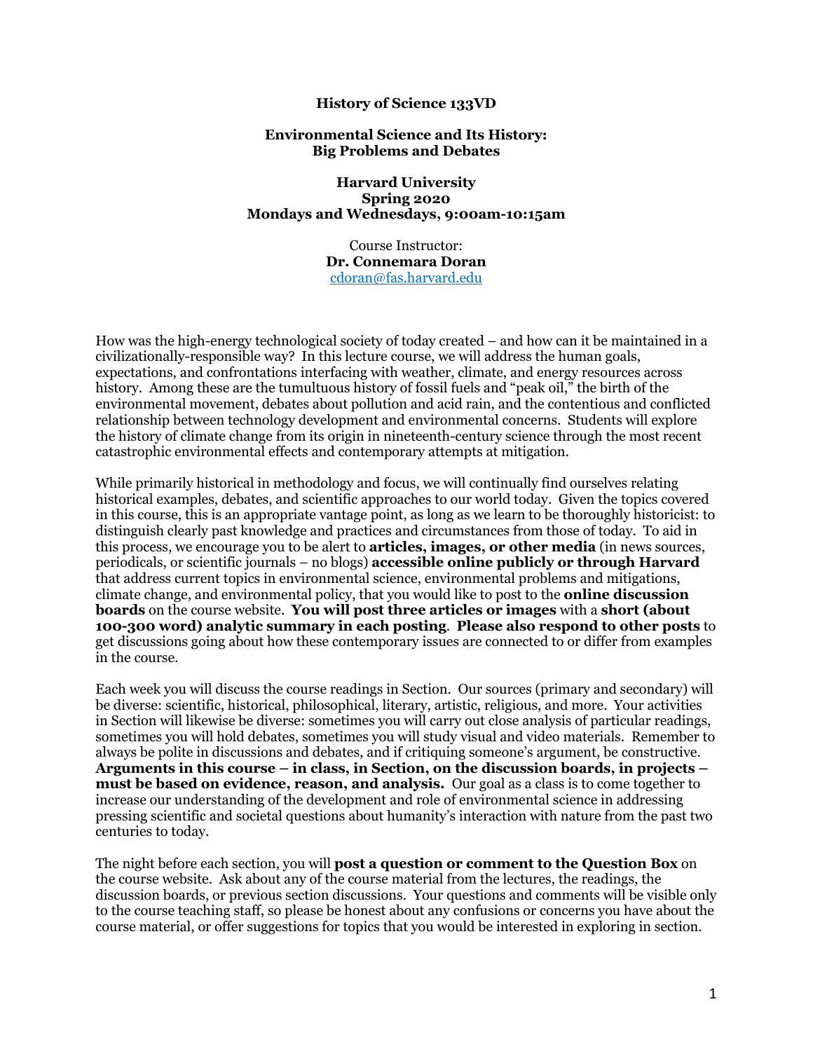# History of Science 133VD

## Environmental Science and Its History: Big Problems and Debates

**Harvard University**
**Spring 2020**
**Mondays and Wednesdays, 9:00am-10:15am**

Course Instructor:
**Dr. Connemara Doran**
cdoran@fas.harvard.edu

How was the high-energy technological society of today created – and how can it be maintained in a civilizationally-responsible way? In this lecture course, we will address the human goals, expectations, and confrontations interfacing with weather, climate, and energy resources across history. Among these are the tumultuous history of fossil fuels and "peak oil," the birth of the environmental movement, debates about pollution and acid rain, and the contentious and conflicted relationship between technology development and environmental concerns. Students will explore the history of climate change from its origin in nineteenth-century science through the most recent catastrophic environmental effects and contemporary attempts at mitigation.

While primarily historical in methodology and focus, we will continually find ourselves relating historical examples, debates, and scientific approaches to our world today. Given the topics covered in this course, this is an appropriate vantage point, as long as we learn to be thoroughly historicist: to distinguish clearly past knowledge and practices and circumstances from those of today. To aid in this process, we encourage you to be alert to **articles, images, or other media** (in news sources, periodicals, or scientific journals – no blogs) **accessible online publicly or through Harvard** that address current topics in environmental science, environmental problems and mitigations, climate change, and environmental policy, that you would like to post to the **online discussion boards** on the course website. **You will post three articles or images** with a **short (about 100-300 word) analytic summary in each posting**. **Please also respond to other posts** to get discussions going about how these contemporary issues are connected to or differ from examples in the course.

Each week you will discuss the course readings in Section. Our sources (primary and secondary) will be diverse: scientific, historical, philosophical, literary, artistic, religious, and more. Your activities in Section will likewise be diverse: sometimes you will carry out close analysis of particular readings, sometimes you will hold debates, sometimes you will study visual and video materials. Remember to always be polite in discussions and debates, and if critiquing someone's argument, be constructive. **Arguments in this course – in class, in Section, on the discussion boards, in projects – must be based on evidence, reason, and analysis.** Our goal as a class is to come together to increase our understanding of the development and role of environmental science in addressing pressing scientific and societal questions about humanity's interaction with nature from the past two centuries to today.

The night before each section, you will **post a question or comment to the Question Box** on the course website. Ask about any of the course material from the lectures, the readings, the discussion boards, or previous section discussions. Your questions and comments will be visible only to the course teaching staff, so please be honest about any confusions or concerns you have about the course material, or offer suggestions for topics that you would be interested in exploring in section.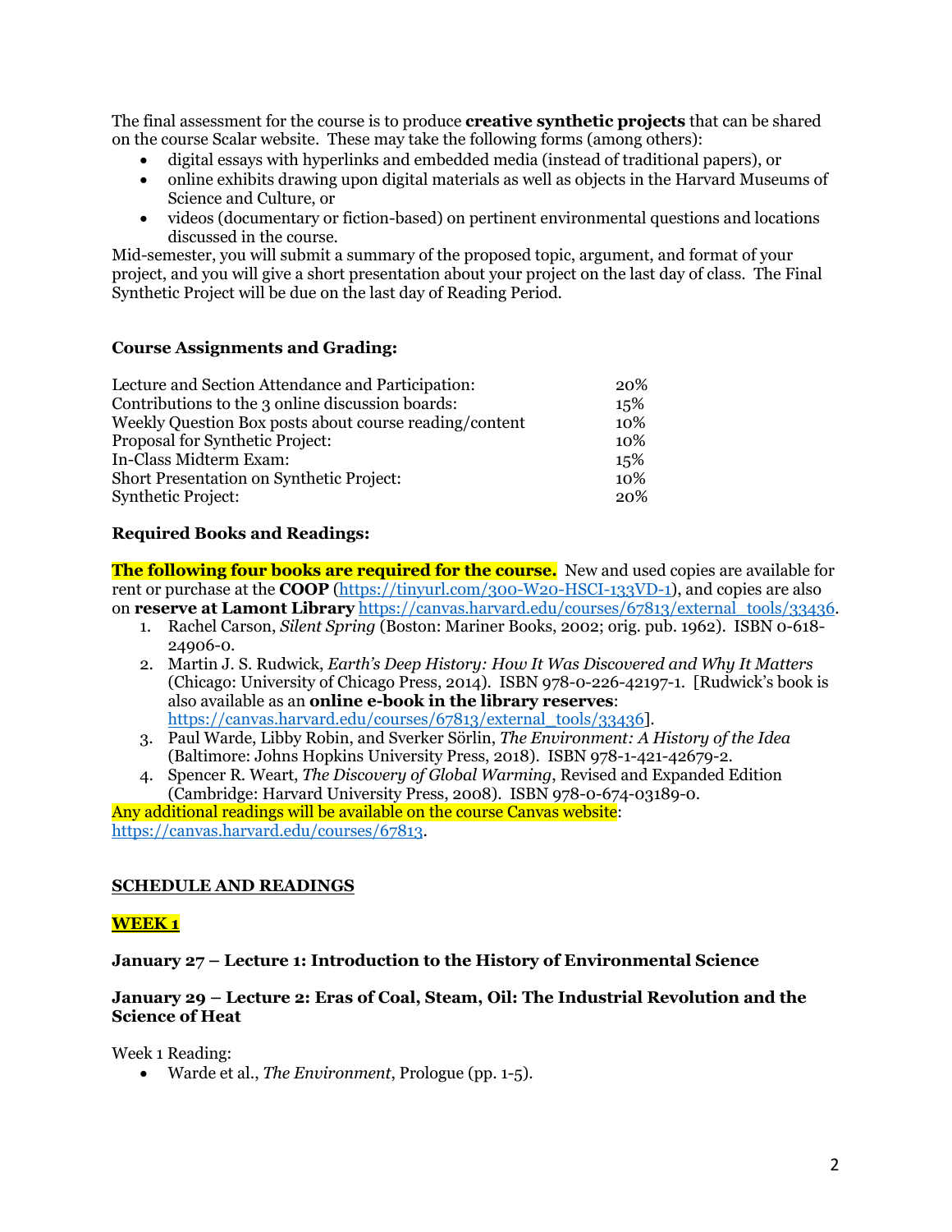The final assessment for the course is to produce **creative synthetic projects** that can be shared on the course Scalar website. These may take the following forms (among others):

- digital essays with hyperlinks and embedded media (instead of traditional papers), or
- online exhibits drawing upon digital materials as well as objects in the Harvard Museums of Science and Culture, or
- videos (documentary or fiction-based) on pertinent environmental questions and locations discussed in the course.

Mid-semester, you will submit a summary of the proposed topic, argument, and format of your project, and you will give a short presentation about your project on the last day of class. The Final Synthetic Project will be due on the last day of Reading Period.

**Course Assignments and Grading:**

| | |
|---|---|
| Lecture and Section Attendance and Participation: | 20% |
| Contributions to the 3 online discussion boards: | 15% |
| Weekly Question Box posts about course reading/content | 10% |
| Proposal for Synthetic Project: | 10% |
| In-Class Midterm Exam: | 15% |
| Short Presentation on Synthetic Project: | 10% |
| Synthetic Project: | 20% |

**Required Books and Readings:**

**The following four books are required for the course.** New and used copies are available for rent or purchase at the **COOP** (https://tinyurl.com/300-W20-HSCI-133VD-1), and copies are also on **reserve at Lamont Library** https://canvas.harvard.edu/courses/67813/external_tools/33436.

1. Rachel Carson, *Silent Spring* (Boston: Mariner Books, 2002; orig. pub. 1962). ISBN 0-618-24906-0.
2. Martin J. S. Rudwick, *Earth's Deep History: How It Was Discovered and Why It Matters* (Chicago: University of Chicago Press, 2014). ISBN 978-0-226-42197-1. [Rudwick's book is also available as an **online e-book in the library reserves**: https://canvas.harvard.edu/courses/67813/external_tools/33436].
3. Paul Warde, Libby Robin, and Sverker Sörlin, *The Environment: A History of the Idea* (Baltimore: Johns Hopkins University Press, 2018). ISBN 978-1-421-42679-2.
4. Spencer R. Weart, *The Discovery of Global Warming*, Revised and Expanded Edition (Cambridge: Harvard University Press, 2008). ISBN 978-0-674-03189-0.

Any additional readings will be available on the course Canvas website: https://canvas.harvard.edu/courses/67813.

## SCHEDULE AND READINGS

### WEEK 1

**January 27 – Lecture 1: Introduction to the History of Environmental Science**

**January 29 – Lecture 2: Eras of Coal, Steam, Oil: The Industrial Revolution and the Science of Heat**

Week 1 Reading:

- Warde et al., *The Environment*, Prologue (pp. 1-5).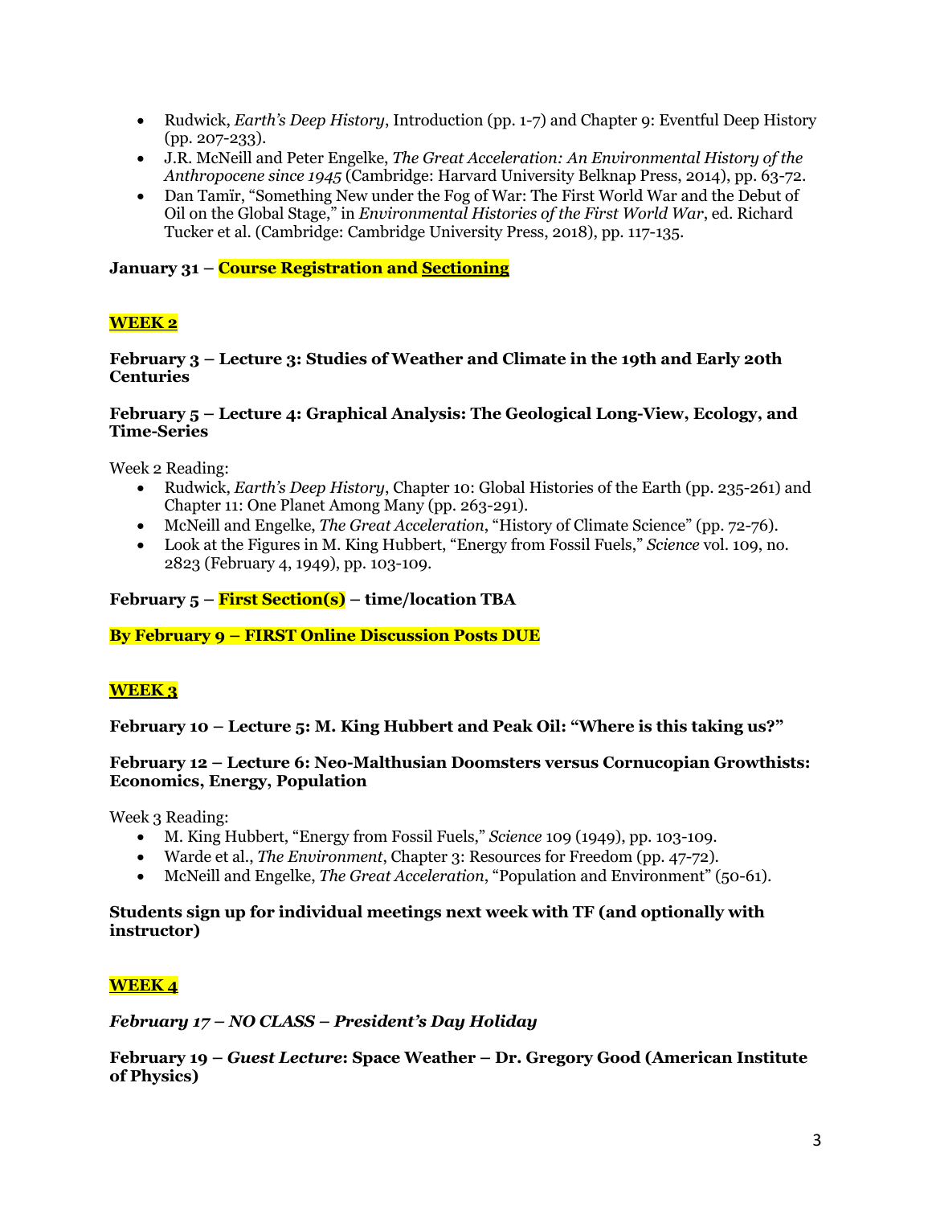- Rudwick, *Earth's Deep History*, Introduction (pp. 1-7) and Chapter 9: Eventful Deep History (pp. 207-233).
- J.R. McNeill and Peter Engelke, *The Great Acceleration: An Environmental History of the Anthropocene since 1945* (Cambridge: Harvard University Belknap Press, 2014), pp. 63-72.
- Dan Tamïr, "Something New under the Fog of War: The First World War and the Debut of Oil on the Global Stage," in *Environmental Histories of the First World War*, ed. Richard Tucker et al. (Cambridge: Cambridge University Press, 2018), pp. 117-135.

**January 31 – Course Registration and Sectioning**

## WEEK 2

**February 3 – Lecture 3: Studies of Weather and Climate in the 19th and Early 20th Centuries**

**February 5 – Lecture 4: Graphical Analysis: The Geological Long-View, Ecology, and Time-Series**

Week 2 Reading:

- Rudwick, *Earth's Deep History*, Chapter 10: Global Histories of the Earth (pp. 235-261) and Chapter 11: One Planet Among Many (pp. 263-291).
- McNeill and Engelke, *The Great Acceleration*, "History of Climate Science" (pp. 72-76).
- Look at the Figures in M. King Hubbert, "Energy from Fossil Fuels," *Science* vol. 109, no. 2823 (February 4, 1949), pp. 103-109.

**February 5 – First Section(s) – time/location TBA**

**By February 9 – FIRST Online Discussion Posts DUE**

## WEEK 3

**February 10 – Lecture 5: M. King Hubbert and Peak Oil: "Where is this taking us?"**

**February 12 – Lecture 6: Neo-Malthusian Doomsters versus Cornucopian Growthists: Economics, Energy, Population**

Week 3 Reading:

- M. King Hubbert, "Energy from Fossil Fuels," *Science* 109 (1949), pp. 103-109.
- Warde et al., *The Environment*, Chapter 3: Resources for Freedom (pp. 47-72).
- McNeill and Engelke, *The Great Acceleration*, "Population and Environment" (50-61).

**Students sign up for individual meetings next week with TF (and optionally with instructor)**

## WEEK 4

***February 17 – NO CLASS – President's Day Holiday***

**February 19 – *Guest Lecture*: Space Weather – Dr. Gregory Good (American Institute of Physics)**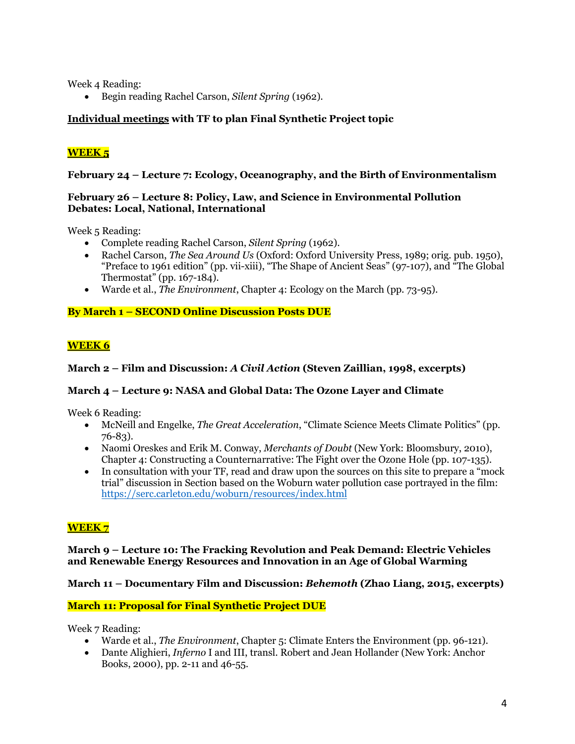Week 4 Reading:

- Begin reading Rachel Carson, *Silent Spring* (1962).

**Individual meetings with TF to plan Final Synthetic Project topic**

## WEEK 5

**February 24 – Lecture 7: Ecology, Oceanography, and the Birth of Environmentalism**

**February 26 – Lecture 8: Policy, Law, and Science in Environmental Pollution Debates: Local, National, International**

Week 5 Reading:

- Complete reading Rachel Carson, *Silent Spring* (1962).
- Rachel Carson, *The Sea Around Us* (Oxford: Oxford University Press, 1989; orig. pub. 1950), "Preface to 1961 edition" (pp. vii-xiii), "The Shape of Ancient Seas" (97-107), and "The Global Thermostat" (pp. 167-184).
- Warde et al., *The Environment*, Chapter 4: Ecology on the March (pp. 73-95).

**By March 1 – SECOND Online Discussion Posts DUE**

## WEEK 6

**March 2 – Film and Discussion: *A Civil Action* (Steven Zaillian, 1998, excerpts)**

**March 4 – Lecture 9: NASA and Global Data: The Ozone Layer and Climate**

Week 6 Reading:

- McNeill and Engelke, *The Great Acceleration*, "Climate Science Meets Climate Politics" (pp. 76-83).
- Naomi Oreskes and Erik M. Conway, *Merchants of Doubt* (New York: Bloomsbury, 2010), Chapter 4: Constructing a Counternarrative: The Fight over the Ozone Hole (pp. 107-135).
- In consultation with your TF, read and draw upon the sources on this site to prepare a "mock trial" discussion in Section based on the Woburn water pollution case portrayed in the film: https://serc.carleton.edu/woburn/resources/index.html

## WEEK 7

**March 9 – Lecture 10: The Fracking Revolution and Peak Demand: Electric Vehicles and Renewable Energy Resources and Innovation in an Age of Global Warming**

**March 11 – Documentary Film and Discussion: *Behemoth* (Zhao Liang, 2015, excerpts)**

**March 11: Proposal for Final Synthetic Project DUE**

Week 7 Reading:

- Warde et al., *The Environment*, Chapter 5: Climate Enters the Environment (pp. 96-121).
- Dante Alighieri, *Inferno* I and III, transl. Robert and Jean Hollander (New York: Anchor Books, 2000), pp. 2-11 and 46-55.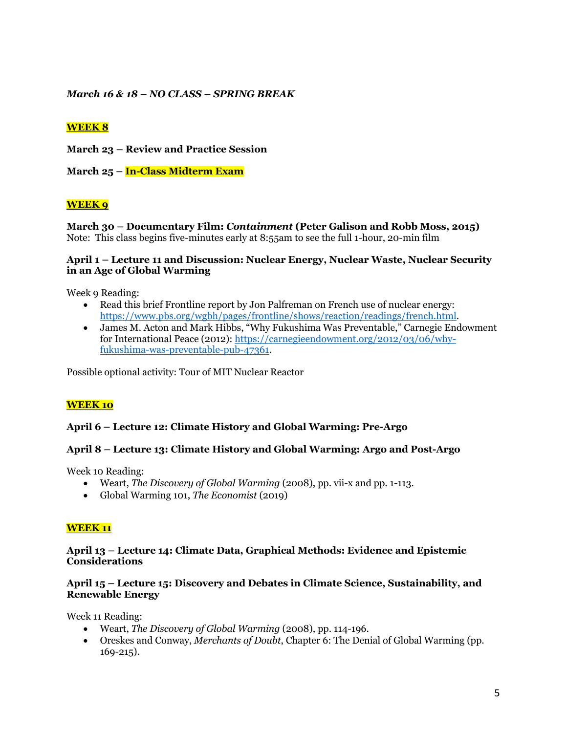***March 16 & 18 – NO CLASS – SPRING BREAK***

## WEEK 8

**March 23 – Review and Practice Session**

**March 25 – In-Class Midterm Exam**

## WEEK 9

**March 30 – Documentary Film: *Containment* (Peter Galison and Robb Moss, 2015)**
Note: This class begins five-minutes early at 8:55am to see the full 1-hour, 20-min film

**April 1 – Lecture 11 and Discussion: Nuclear Energy, Nuclear Waste, Nuclear Security in an Age of Global Warming**

Week 9 Reading:

- Read this brief Frontline report by Jon Palfreman on French use of nuclear energy: https://www.pbs.org/wgbh/pages/frontline/shows/reaction/readings/french.html.
- James M. Acton and Mark Hibbs, "Why Fukushima Was Preventable," Carnegie Endowment for International Peace (2012): https://carnegieendowment.org/2012/03/06/why-fukushima-was-preventable-pub-47361.

Possible optional activity: Tour of MIT Nuclear Reactor

## WEEK 10

**April 6 – Lecture 12: Climate History and Global Warming: Pre-Argo**

**April 8 – Lecture 13: Climate History and Global Warming: Argo and Post-Argo**

Week 10 Reading:

- Weart, *The Discovery of Global Warming* (2008), pp. vii-x and pp. 1-113.
- Global Warming 101, *The Economist* (2019)

## WEEK 11

**April 13 – Lecture 14: Climate Data, Graphical Methods: Evidence and Epistemic Considerations**

**April 15 – Lecture 15: Discovery and Debates in Climate Science, Sustainability, and Renewable Energy**

Week 11 Reading:

- Weart, *The Discovery of Global Warming* (2008), pp. 114-196.
- Oreskes and Conway, *Merchants of Doubt*, Chapter 6: The Denial of Global Warming (pp. 169-215).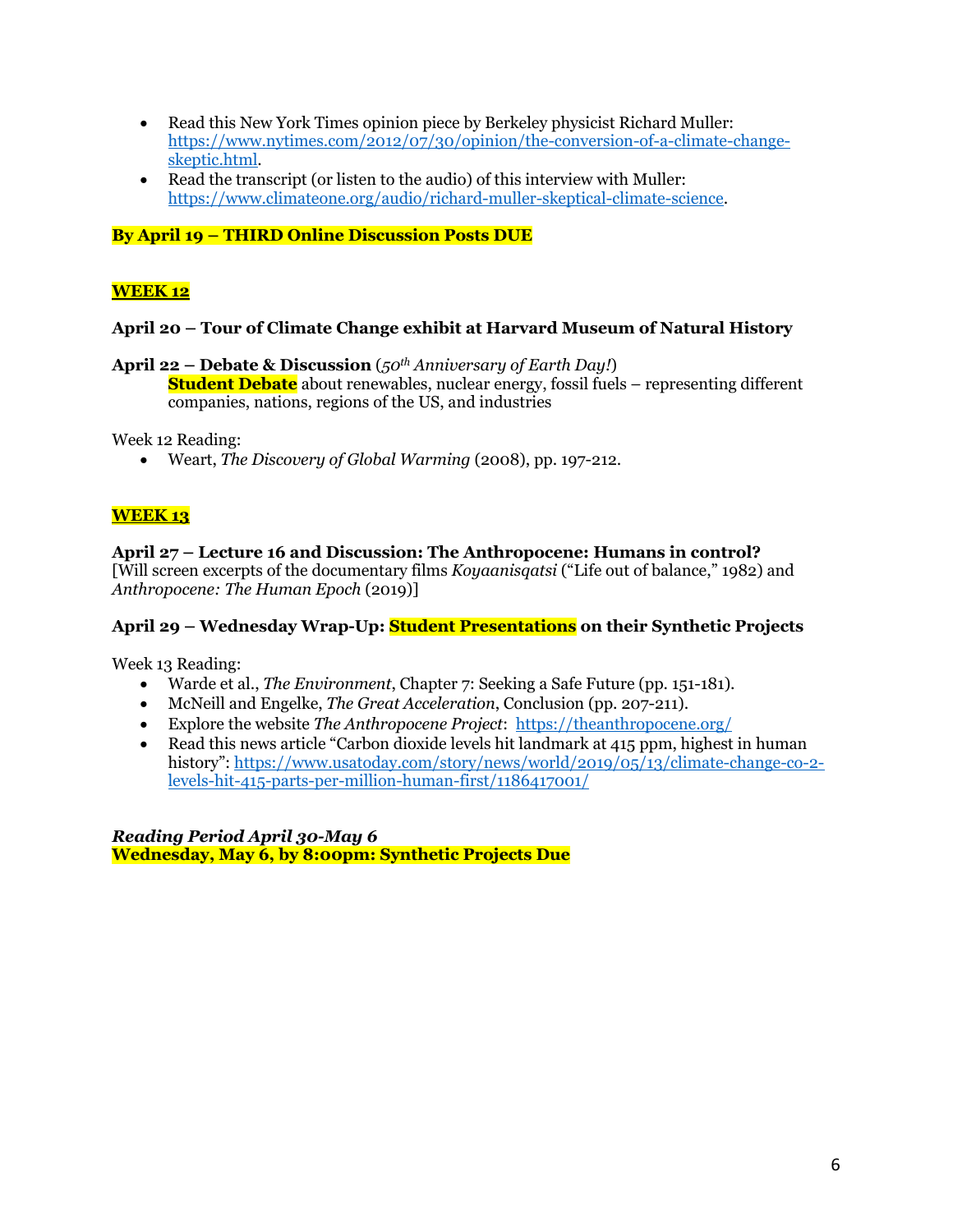- Read this New York Times opinion piece by Berkeley physicist Richard Muller: https://www.nytimes.com/2012/07/30/opinion/the-conversion-of-a-climate-change-skeptic.html.
- Read the transcript (or listen to the audio) of this interview with Muller: https://www.climateone.org/audio/richard-muller-skeptical-climate-science.

**By April 19 – THIRD Online Discussion Posts DUE**

**WEEK 12**

**April 20 – Tour of Climate Change exhibit at Harvard Museum of Natural History**

**April 22 – Debate & Discussion** (*50th Anniversary of Earth Day!*)
**Student Debate** about renewables, nuclear energy, fossil fuels – representing different companies, nations, regions of the US, and industries

Week 12 Reading:

- Weart, *The Discovery of Global Warming* (2008), pp. 197-212.

**WEEK 13**

**April 27 – Lecture 16 and Discussion: The Anthropocene: Humans in control?**
[Will screen excerpts of the documentary films *Koyaanisqatsi* ("Life out of balance," 1982) and *Anthropocene: The Human Epoch* (2019)]

**April 29 – Wednesday Wrap-Up: Student Presentations on their Synthetic Projects**

Week 13 Reading:

- Warde et al., *The Environment*, Chapter 7: Seeking a Safe Future (pp. 151-181).
- McNeill and Engelke, *The Great Acceleration*, Conclusion (pp. 207-211).
- Explore the website *The Anthropocene Project*: https://theanthropocene.org/
- Read this news article "Carbon dioxide levels hit landmark at 415 ppm, highest in human history": https://www.usatoday.com/story/news/world/2019/05/13/climate-change-co-2-levels-hit-415-parts-per-million-human-first/1186417001/

***Reading Period April 30-May 6***
**Wednesday, May 6, by 8:00pm: Synthetic Projects Due**